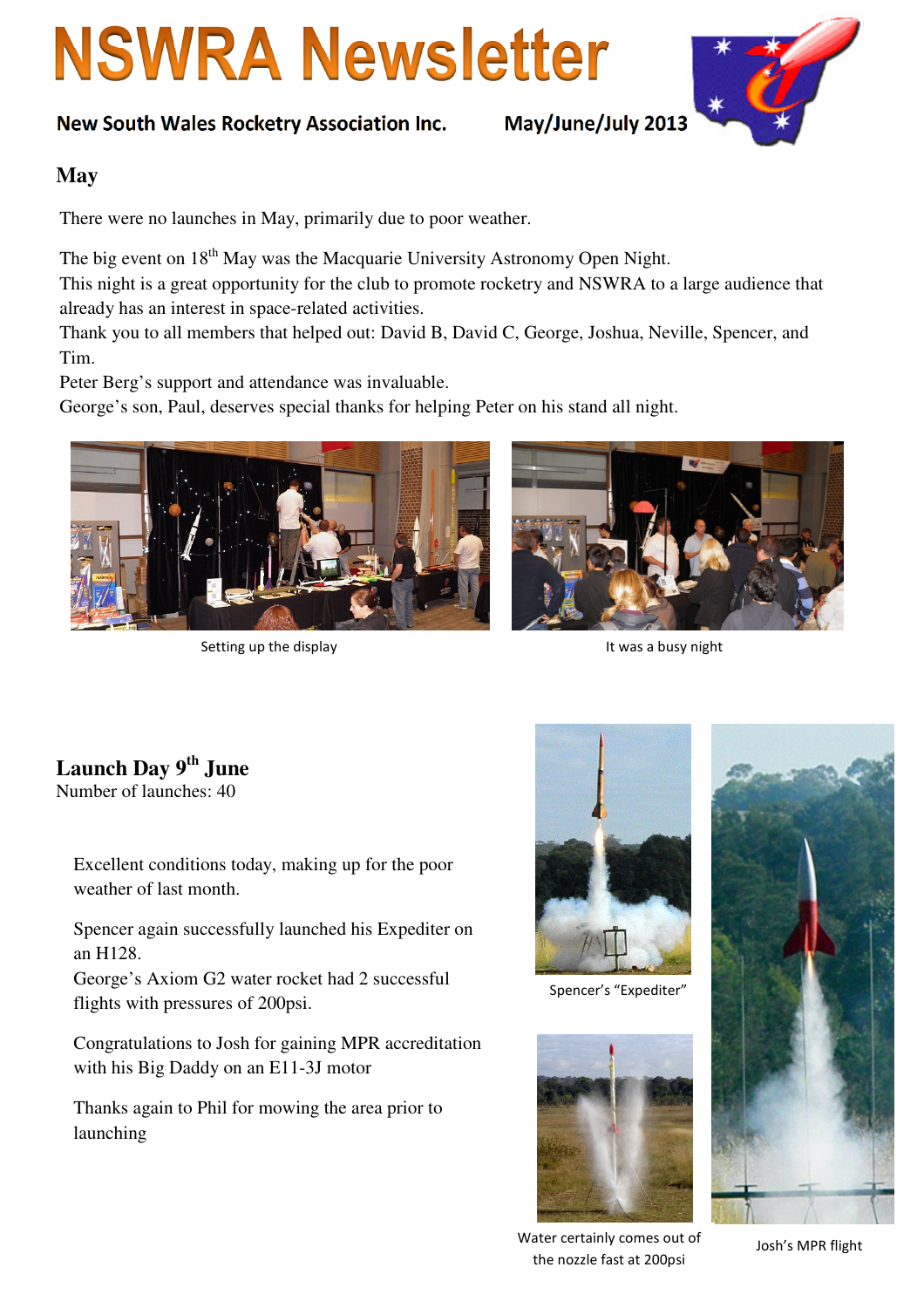# NSWRA Newsletter

**New South Wales Rocketry Association Inc.** May/June/July 2013

## May

There were no launches in May, primarily due to poor weather.

The big event on 18th May was the Macquarie University Astronomy Open Night.
This night is a great opportunity for the club to promote rocketry and NSWRA to a large audience that already has an interest in space-related activities.
Thank you to all members that helped out: David B, David C, George, Joshua, Neville, Spencer, and Tim.
Peter Berg's support and attendance was invaluable.
George's son, Paul, deserves special thanks for helping Peter on his stand all night.

Setting up the display

It was a busy night

## Launch Day 9th June

Number of launches: 40

Excellent conditions today, making up for the poor weather of last month.

Spencer again successfully launched his Expediter on an H128.
George's Axiom G2 water rocket had 2 successful flights with pressures of 200psi.

Congratulations to Josh for gaining MPR accreditation with his Big Daddy on an E11-3J motor

Thanks again to Phil for mowing the area prior to launching

Spencer's "Expediter"

Water certainly comes out of the nozzle fast at 200psi

Josh's MPR flight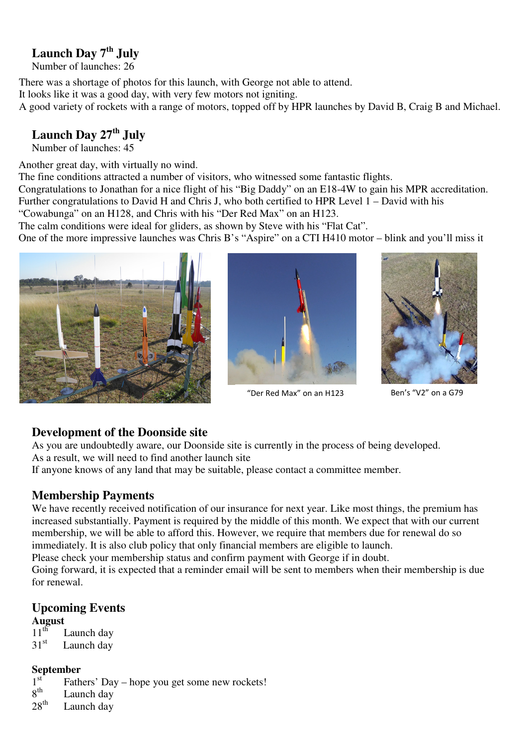## Launch Day 7th July

Number of launches: 26

There was a shortage of photos for this launch, with George not able to attend.
It looks like it was a good day, with very few motors not igniting.
A good variety of rockets with a range of motors, topped off by HPR launches by David B, Craig B and Michael.

## Launch Day 27th July

Number of launches: 45

Another great day, with virtually no wind.
The fine conditions attracted a number of visitors, who witnessed some fantastic flights.
Congratulations to Jonathan for a nice flight of his "Big Daddy" on an E18-4W to gain his MPR accreditation.
Further congratulations to David H and Chris J, who both certified to HPR Level 1 – David with his "Cowabunga" on an H128, and Chris with his "Der Red Max" on an H123.
The calm conditions were ideal for gliders, as shown by Steve with his "Flat Cat".
One of the more impressive launches was Chris B's "Aspire" on a CTI H410 motor – blink and you'll miss it

"Der Red Max" on an H123

Ben's "V2" on a G79

## Development of the Doonside site

As you are undoubtedly aware, our Doonside site is currently in the process of being developed.
As a result, we will need to find another launch site
If anyone knows of any land that may be suitable, please contact a committee member.

## Membership Payments

We have recently received notification of our insurance for next year. Like most things, the premium has increased substantially. Payment is required by the middle of this month. We expect that with our current membership, we will be able to afford this. However, we require that members due for renewal do so immediately. It is also club policy that only financial members are eligible to launch.
Please check your membership status and confirm payment with George if in doubt.
Going forward, it is expected that a reminder email will be sent to members when their membership is due for renewal.

## Upcoming Events

**August**

11th Launch day
31st Launch day

**September**

1st Fathers' Day – hope you get some new rockets!
8th Launch day
28th Launch day